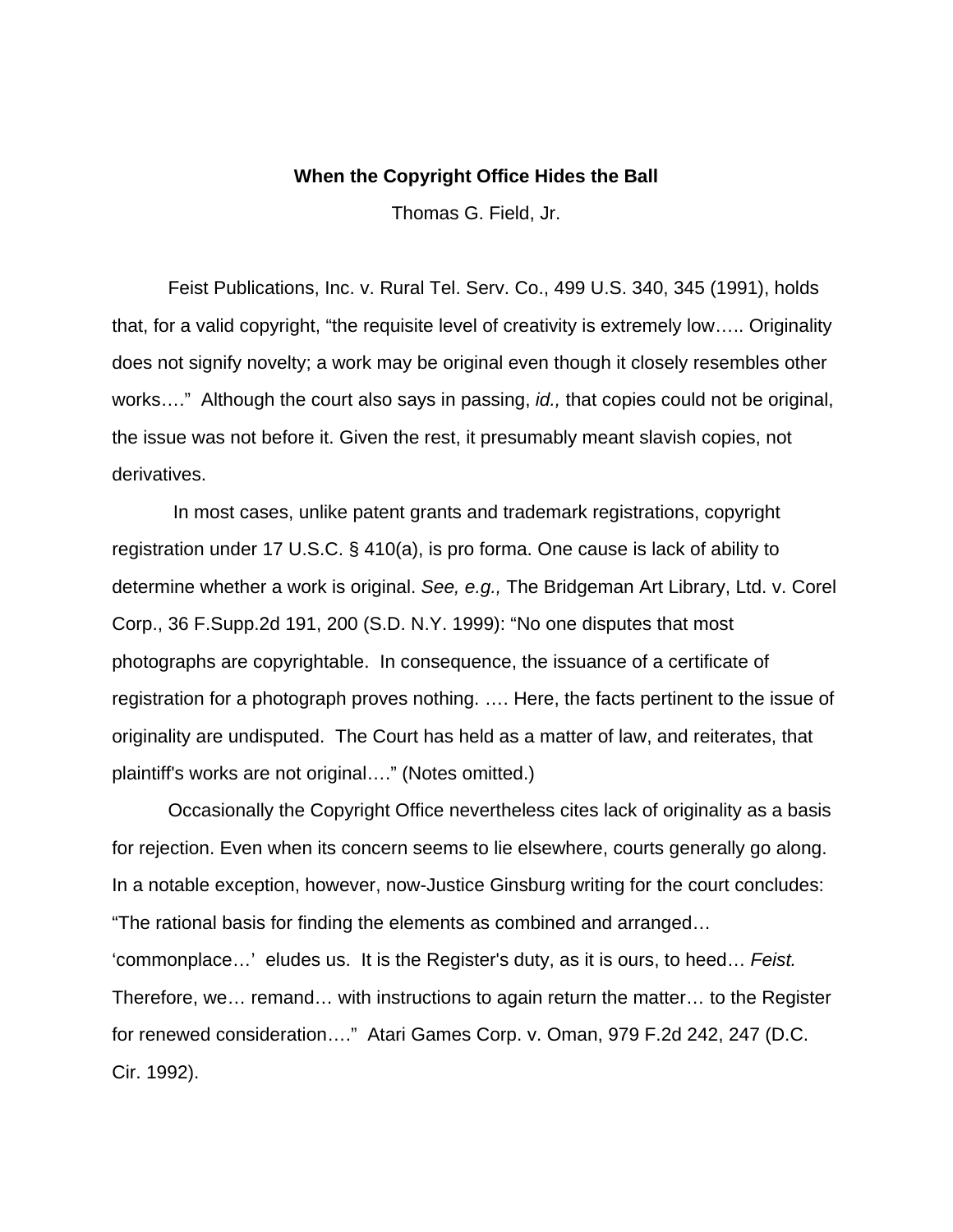**When the Copyright Office Hides the Ball**

Thomas G. Field, Jr.

Feist Publications, Inc. v. Rural Tel. Serv. Co., 499 U.S. 340, 345 (1991), holds that, for a valid copyright, "the requisite level of creativity is extremely low….. Originality does not signify novelty; a work may be original even though it closely resembles other works…." Although the court also says in passing, *id.,* that copies could not be original, the issue was not before it. Given the rest, it presumably meant slavish copies, not derivatives.

In most cases, unlike patent grants and trademark registrations, copyright registration under 17 U.S.C. § 410(a), is pro forma. One cause is lack of ability to determine whether a work is original. *See, e.g.,* The Bridgeman Art Library, Ltd. v. Corel Corp., 36 F.Supp.2d 191, 200 (S.D. N.Y. 1999): "No one disputes that most photographs are copyrightable. In consequence, the issuance of a certificate of registration for a photograph proves nothing. …. Here, the facts pertinent to the issue of originality are undisputed. The Court has held as a matter of law, and reiterates, that plaintiff's works are not original…." (Notes omitted.)

Occasionally the Copyright Office nevertheless cites lack of originality as a basis for rejection. Even when its concern seems to lie elsewhere, courts generally go along. In a notable exception, however, now-Justice Ginsburg writing for the court concludes: "The rational basis for finding the elements as combined and arranged… 'commonplace…' eludes us. It is the Register's duty, as it is ours, to heed… *Feist.* Therefore, we… remand… with instructions to again return the matter… to the Register for renewed consideration…." Atari Games Corp. v. Oman, 979 F.2d 242, 247 (D.C. Cir. 1992).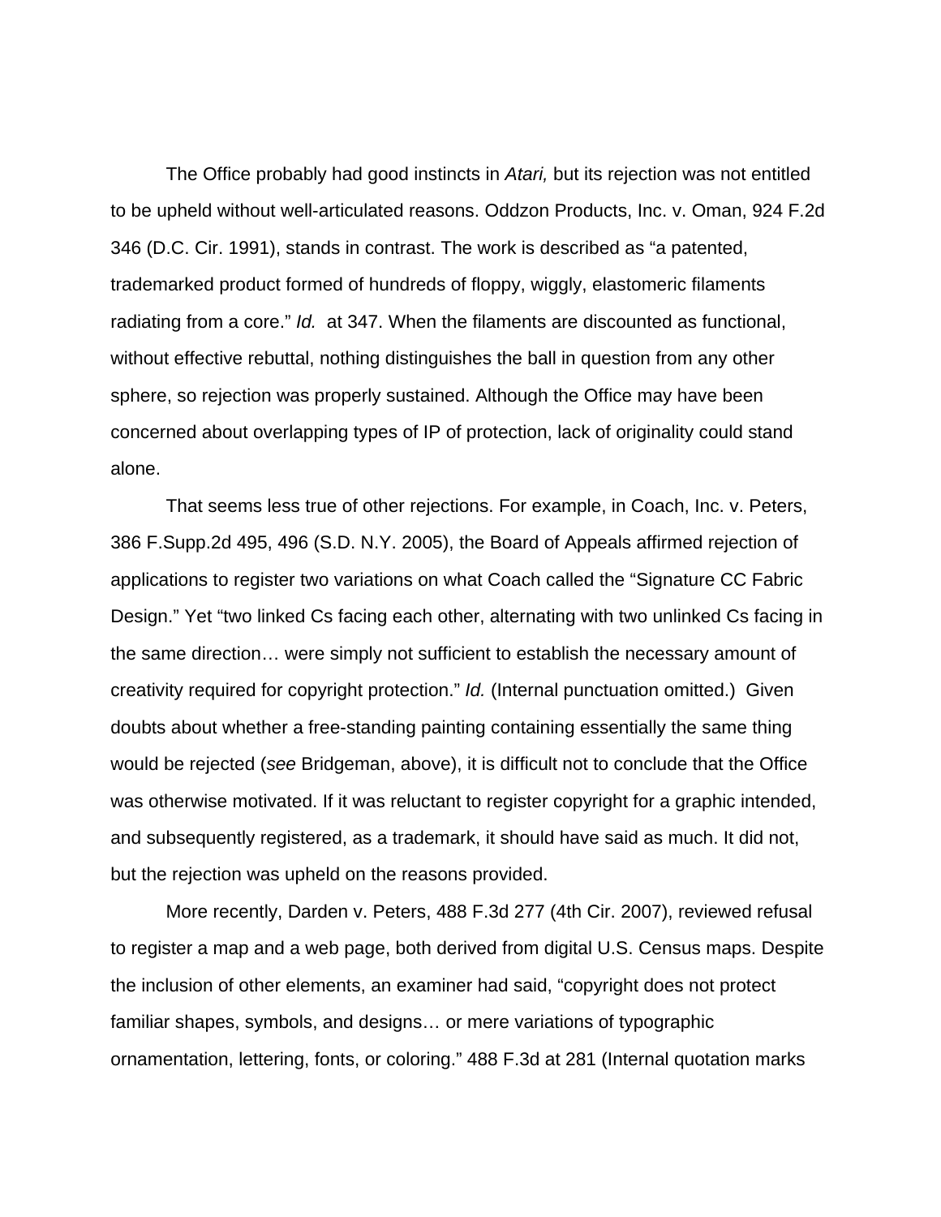The Office probably had good instincts in *Atari,* but its rejection was not entitled to be upheld without well-articulated reasons. Oddzon Products, Inc. v. Oman, 924 F.2d 346 (D.C. Cir. 1991), stands in contrast. The work is described as "a patented, trademarked product formed of hundreds of floppy, wiggly, elastomeric filaments radiating from a core." *Id.* at 347. When the filaments are discounted as functional, without effective rebuttal, nothing distinguishes the ball in question from any other sphere, so rejection was properly sustained. Although the Office may have been concerned about overlapping types of IP of protection, lack of originality could stand alone.

That seems less true of other rejections. For example, in Coach, Inc. v. Peters, 386 F.Supp.2d 495, 496 (S.D. N.Y. 2005), the Board of Appeals affirmed rejection of applications to register two variations on what Coach called the "Signature CC Fabric Design." Yet "two linked Cs facing each other, alternating with two unlinked Cs facing in the same direction… were simply not sufficient to establish the necessary amount of creativity required for copyright protection." *Id.* (Internal punctuation omitted.) Given doubts about whether a free-standing painting containing essentially the same thing would be rejected (*see* Bridgeman, above), it is difficult not to conclude that the Office was otherwise motivated. If it was reluctant to register copyright for a graphic intended, and subsequently registered, as a trademark, it should have said as much. It did not, but the rejection was upheld on the reasons provided.

More recently, Darden v. Peters, 488 F.3d 277 (4th Cir. 2007), reviewed refusal to register a map and a web page, both derived from digital U.S. Census maps. Despite the inclusion of other elements, an examiner had said, "copyright does not protect familiar shapes, symbols, and designs… or mere variations of typographic ornamentation, lettering, fonts, or coloring." 488 F.3d at 281 (Internal quotation marks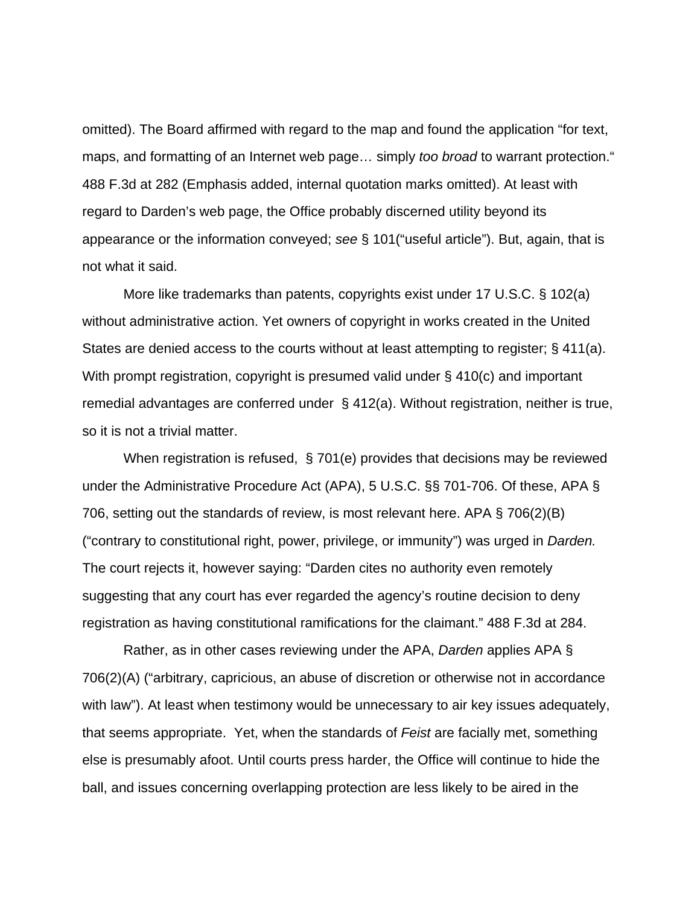omitted). The Board affirmed with regard to the map and found the application "for text, maps, and formatting of an Internet web page… simply *too broad* to warrant protection." 488 F.3d at 282 (Emphasis added, internal quotation marks omitted). At least with regard to Darden's web page, the Office probably discerned utility beyond its appearance or the information conveyed; *see* § 101("useful article"). But, again, that is not what it said.

More like trademarks than patents, copyrights exist under 17 U.S.C. § 102(a) without administrative action. Yet owners of copyright in works created in the United States are denied access to the courts without at least attempting to register; § 411(a). With prompt registration, copyright is presumed valid under § 410(c) and important remedial advantages are conferred under § 412(a). Without registration, neither is true, so it is not a trivial matter.

When registration is refused, § 701(e) provides that decisions may be reviewed under the Administrative Procedure Act (APA), 5 U.S.C. §§ 701-706. Of these, APA § 706, setting out the standards of review, is most relevant here. APA § 706(2)(B) ("contrary to constitutional right, power, privilege, or immunity") was urged in *Darden.* The court rejects it, however saying: "Darden cites no authority even remotely suggesting that any court has ever regarded the agency's routine decision to deny registration as having constitutional ramifications for the claimant." 488 F.3d at 284.

Rather, as in other cases reviewing under the APA, *Darden* applies APA § 706(2)(A) ("arbitrary, capricious, an abuse of discretion or otherwise not in accordance with law"). At least when testimony would be unnecessary to air key issues adequately, that seems appropriate. Yet, when the standards of *Feist* are facially met, something else is presumably afoot. Until courts press harder, the Office will continue to hide the ball, and issues concerning overlapping protection are less likely to be aired in the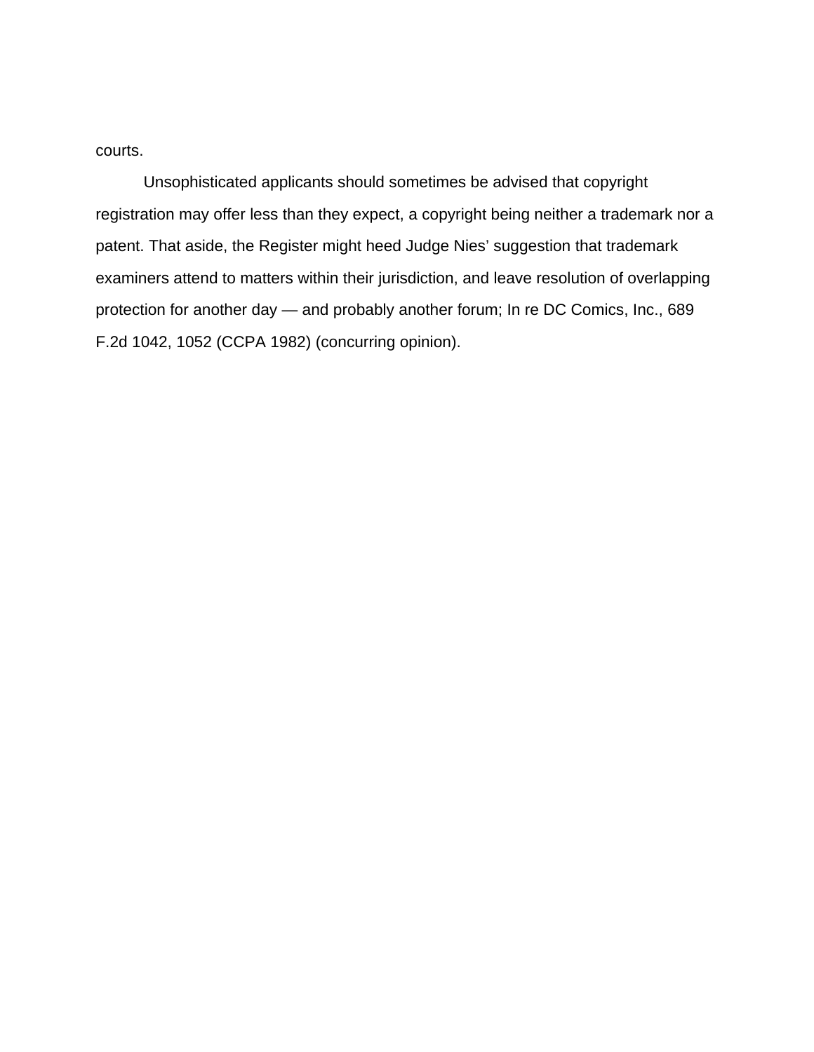courts.

Unsophisticated applicants should sometimes be advised that copyright registration may offer less than they expect, a copyright being neither a trademark nor a patent. That aside, the Register might heed Judge Nies' suggestion that trademark examiners attend to matters within their jurisdiction, and leave resolution of overlapping protection for another day — and probably another forum; In re DC Comics, Inc., 689 F.2d 1042, 1052 (CCPA 1982) (concurring opinion).